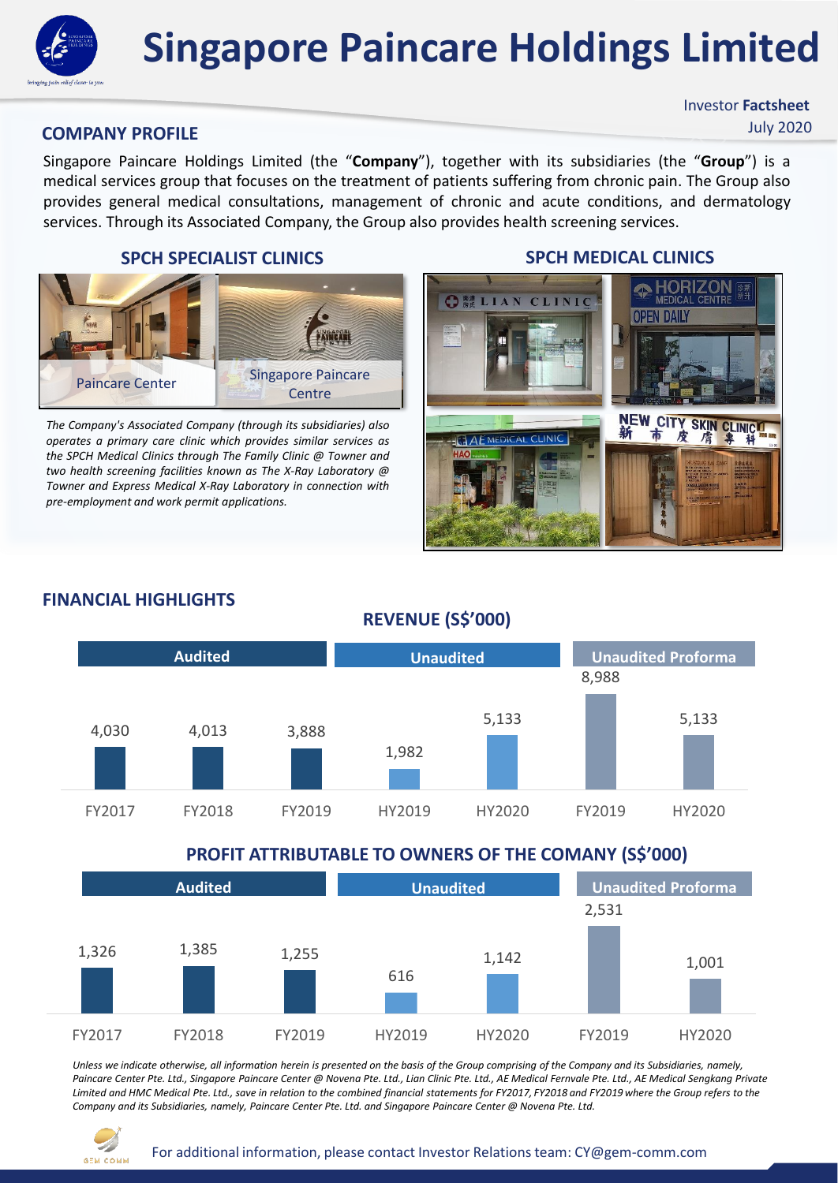# Singapore Paincare Holdings Limited

Investor **Factsheet**
July 2020

## COMPANY PROFILE

Singapore Paincare Holdings Limited (the "**Company**"), together with its subsidiaries (the "**Group**") is a medical services group that focuses on the treatment of patients suffering from chronic pain. The Group also provides general medical consultations, management of chronic and acute conditions, and dermatology services. Through its Associated Company, the Group also provides health screening services.

### SPCH SPECIALIST CLINICS

Paincare Center | Singapore Paincare Centre

*The Company's Associated Company (through its subsidiaries) also operates a primary care clinic which provides similar services as the SPCH Medical Clinics through The Family Clinic @ Towner and two health screening facilities known as The X-Ray Laboratory @ Towner and Express Medical X-Ray Laboratory in connection with pre-employment and work permit applications.*

### SPCH MEDICAL CLINICS

## FINANCIAL HIGHLIGHTS

### REVENUE (S$'000)

| | Audited | | | Unaudited | | Unaudited Proforma | |
|---|---|---|---|---|---|---|---|
| | FY2017 | FY2018 | FY2019 | HY2019 | HY2020 | FY2019 | HY2020 |
| Revenue | 4,030 | 4,013 | 3,888 | 1,982 | 5,133 | 8,988 | 5,133 |

### PROFIT ATTRIBUTABLE TO OWNERS OF THE COMANY (S$'000)

| | Audited | | | Unaudited | | Unaudited Proforma | |
|---|---|---|---|---|---|---|---|
| | FY2017 | FY2018 | FY2019 | HY2019 | HY2020 | FY2019 | HY2020 |
| Profit | 1,326 | 1,385 | 1,255 | 616 | 1,142 | 2,531 | 1,001 |

*Unless we indicate otherwise, all information herein is presented on the basis of the Group comprising of the Company and its Subsidiaries, namely, Paincare Center Pte. Ltd., Singapore Paincare Center @ Novena Pte. Ltd., Lian Clinic Pte. Ltd., AE Medical Fernvale Pte. Ltd., AE Medical Sengkang Private Limited and HMC Medical Pte. Ltd., save in relation to the combined financial statements for FY2017, FY2018 and FY2019 where the Group refers to the Company and its Subsidiaries, namely, Paincare Center Pte. Ltd. and Singapore Paincare Center @ Novena Pte. Ltd.*

For additional information, please contact Investor Relations team: CY@gem-comm.com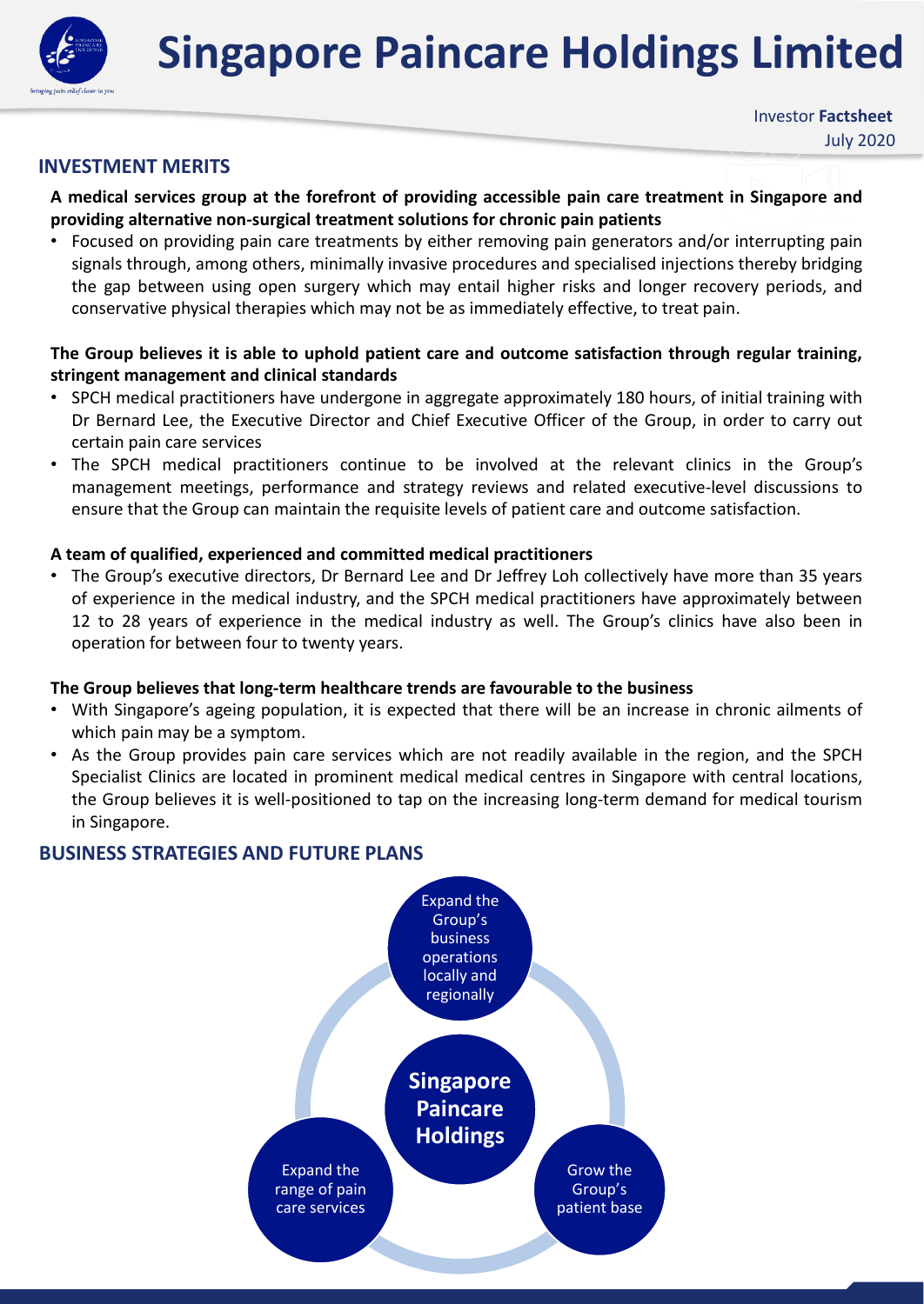# Singapore Paincare Holdings Limited

Investor **Factsheet**
July 2020

## INVESTMENT MERITS

**A medical services group at the forefront of providing accessible pain care treatment in Singapore and providing alternative non-surgical treatment solutions for chronic pain patients**

- Focused on providing pain care treatments by either removing pain generators and/or interrupting pain signals through, among others, minimally invasive procedures and specialised injections thereby bridging the gap between using open surgery which may entail higher risks and longer recovery periods, and conservative physical therapies which may not be as immediately effective, to treat pain.

**The Group believes it is able to uphold patient care and outcome satisfaction through regular training, stringent management and clinical standards**

- SPCH medical practitioners have undergone in aggregate approximately 180 hours, of initial training with Dr Bernard Lee, the Executive Director and Chief Executive Officer of the Group, in order to carry out certain pain care services
- The SPCH medical practitioners continue to be involved at the relevant clinics in the Group's management meetings, performance and strategy reviews and related executive-level discussions to ensure that the Group can maintain the requisite levels of patient care and outcome satisfaction.

**A team of qualified, experienced and committed medical practitioners**

- The Group's executive directors, Dr Bernard Lee and Dr Jeffrey Loh collectively have more than 35 years of experience in the medical industry, and the SPCH medical practitioners have approximately between 12 to 28 years of experience in the medical industry as well. The Group's clinics have also been in operation for between four to twenty years.

**The Group believes that long-term healthcare trends are favourable to the business**

- With Singapore's ageing population, it is expected that there will be an increase in chronic ailments of which pain may be a symptom.
- As the Group provides pain care services which are not readily available in the region, and the SPCH Specialist Clinics are located in prominent medical medical centres in Singapore with central locations, the Group believes it is well-positioned to tap on the increasing long-term demand for medical tourism in Singapore.

## BUSINESS STRATEGIES AND FUTURE PLANS

**Singapore Paincare Holdings**

- Expand the Group's business operations locally and regionally
- Grow the Group's patient base
- Expand the range of pain care services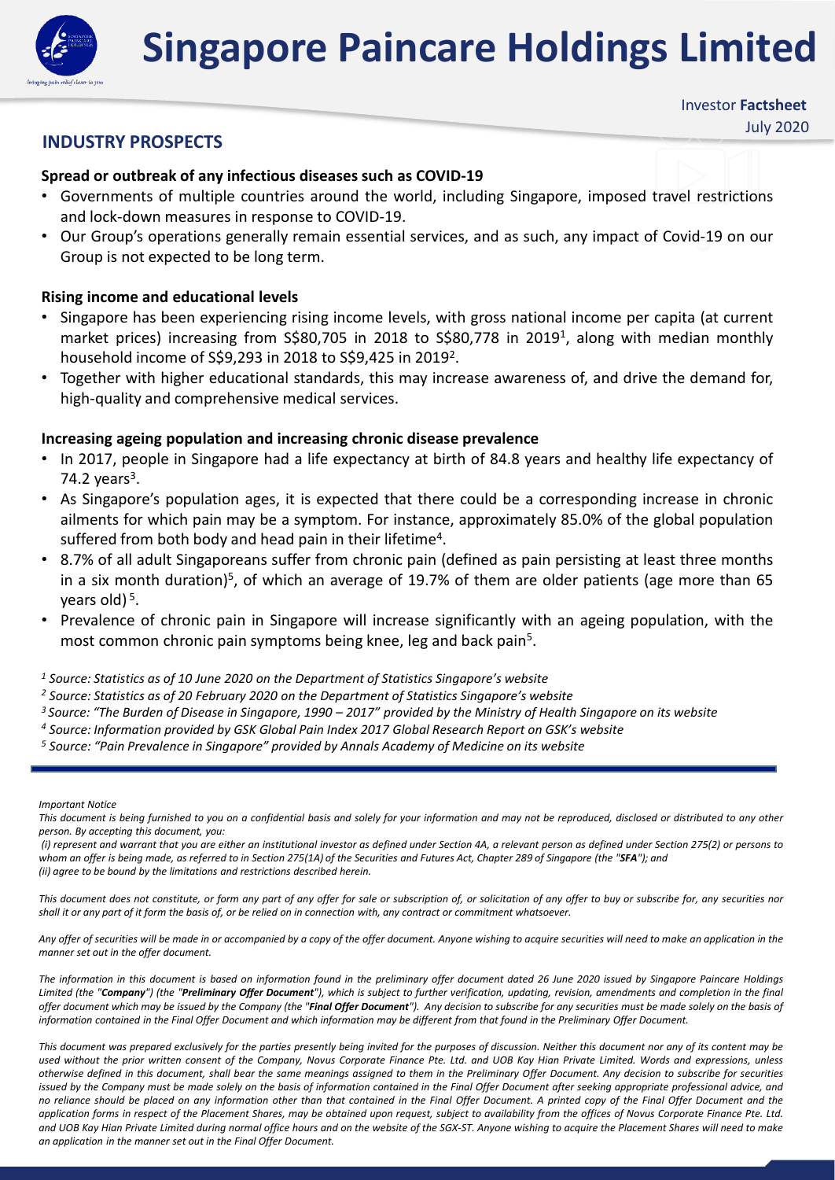# Singapore Paincare Holdings Limited

Investor **Factsheet**
July 2020

## INDUSTRY PROSPECTS

### Spread or outbreak of any infectious diseases such as COVID-19

- Governments of multiple countries around the world, including Singapore, imposed travel restrictions and lock-down measures in response to COVID-19.
- Our Group's operations generally remain essential services, and as such, any impact of Covid-19 on our Group is not expected to be long term.

### Rising income and educational levels

- Singapore has been experiencing rising income levels, with gross national income per capita (at current market prices) increasing from S$80,705 in 2018 to S$80,778 in 2019[1], along with median monthly household income of S$9,293 in 2018 to S$9,425 in 2019[2].
- Together with higher educational standards, this may increase awareness of, and drive the demand for, high-quality and comprehensive medical services.

### Increasing ageing population and increasing chronic disease prevalence

- In 2017, people in Singapore had a life expectancy at birth of 84.8 years and healthy life expectancy of 74.2 years[3].
- As Singapore's population ages, it is expected that there could be a corresponding increase in chronic ailments for which pain may be a symptom. For instance, approximately 85.0% of the global population suffered from both body and head pain in their lifetime[4].
- 8.7% of all adult Singaporeans suffer from chronic pain (defined as pain persisting at least three months in a six month duration)[5], of which an average of 19.7% of them are older patients (age more than 65 years old)[5].
- Prevalence of chronic pain in Singapore will increase significantly with an ageing population, with the most common chronic pain symptoms being knee, leg and back pain[5].

*[1] Source: Statistics as of 10 June 2020 on the Department of Statistics Singapore's website*
*[2] Source: Statistics as of 20 February 2020 on the Department of Statistics Singapore's website*
*[3] Source: "The Burden of Disease in Singapore, 1990 – 2017" provided by the Ministry of Health Singapore on its website*
*[4] Source: Information provided by GSK Global Pain Index 2017 Global Research Report on GSK's website*
*[5] Source: "Pain Prevalence in Singapore" provided by Annals Academy of Medicine on its website*

*Important Notice*

*This document is being furnished to you on a confidential basis and solely for your information and may not be reproduced, disclosed or distributed to any other person. By accepting this document, you:*

*(i) represent and warrant that you are either an institutional investor as defined under Section 4A, a relevant person as defined under Section 275(2) or persons to whom an offer is being made, as referred to in Section 275(1A) of the Securities and Futures Act, Chapter 289 of Singapore (the "**SFA**"); and*
*(ii) agree to be bound by the limitations and restrictions described herein.*

*This document does not constitute, or form any part of any offer for sale or subscription of, or solicitation of any offer to buy or subscribe for, any securities nor shall it or any part of it form the basis of, or be relied on in connection with, any contract or commitment whatsoever.*

*Any offer of securities will be made in or accompanied by a copy of the offer document. Anyone wishing to acquire securities will need to make an application in the manner set out in the offer document.*

*The information in this document is based on information found in the preliminary offer document dated 26 June 2020 issued by Singapore Paincare Holdings Limited (the "**Company**") (the "**Preliminary Offer Document**"), which is subject to further verification, updating, revision, amendments and completion in the final offer document which may be issued by the Company (the "**Final Offer Document**"). Any decision to subscribe for any securities must be made solely on the basis of information contained in the Final Offer Document and which information may be different from that found in the Preliminary Offer Document.*

*This document was prepared exclusively for the parties presently being invited for the purposes of discussion. Neither this document nor any of its content may be used without the prior written consent of the Company, Novus Corporate Finance Pte. Ltd. and UOB Kay Hian Private Limited. Words and expressions, unless otherwise defined in this document, shall bear the same meanings assigned to them in the Preliminary Offer Document. Any decision to subscribe for securities issued by the Company must be made solely on the basis of information contained in the Final Offer Document after seeking appropriate professional advice, and no reliance should be placed on any information other than that contained in the Final Offer Document. A printed copy of the Final Offer Document and the application forms in respect of the Placement Shares, may be obtained upon request, subject to availability from the offices of Novus Corporate Finance Pte. Ltd. and UOB Kay Hian Private Limited during normal office hours and on the website of the SGX-ST. Anyone wishing to acquire the Placement Shares will need to make an application in the manner set out in the Final Offer Document.*